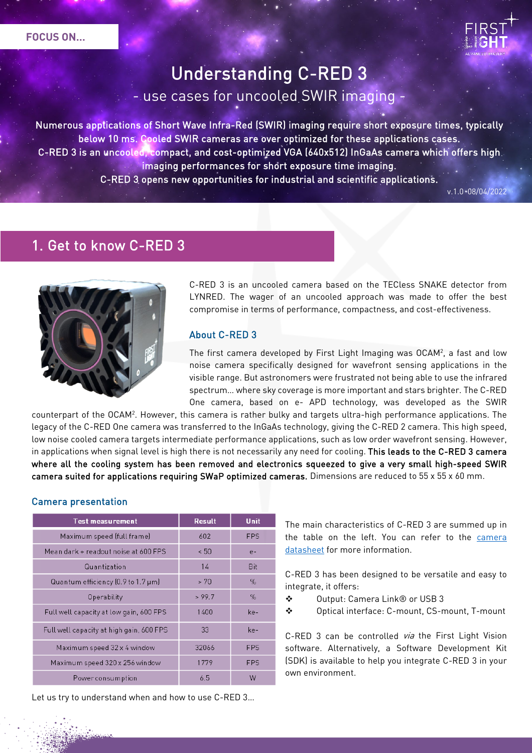FOCUS ON...

# Understanding C-RED 3

## - use cases for uncooled SWIR imaging -

**Numerous applications of Short Wave Infra-Red (SWIR) imaging require short exposure times, typically below 10 ms. Cooled SWIR cameras are over optimized for these applications cases.**
**C-RED 3 is an uncooled, compact, and cost-optimized VGA (640x512) InGaAs camera which offers high imaging performances for short exposure time imaging.**
**C-RED 3 opens new opportunities for industrial and scientific applications.**

v.1.0 • 08/04/2022

## 1. Get to know C-RED 3

C-RED 3 is an uncooled camera based on the TECless SNAKE detector from LYNRED. The wager of an uncooled approach was made to offer the best compromise in terms of performance, compactness, and cost-effectiveness.

### About C-RED 3

The first camera developed by First Light Imaging was OCAM², a fast and low noise camera specifically designed for wavefront sensing applications in the visible range. But astronomers were frustrated not being able to use the infrared spectrum... where sky coverage is more important and stars brighter. The C-RED One camera, based on e- APD technology, was developed as the SWIR counterpart of the OCAM². However, this camera is rather bulky and targets ultra-high performance applications. The legacy of the C-RED One camera was transferred to the InGaAs technology, giving the C-RED 2 camera. This high speed, low noise cooled camera targets intermediate performance applications, such as low order wavefront sensing. However, in applications when signal level is high there is not necessarily any need for cooling. **This leads to the C-RED 3 camera where all the cooling system has been removed and electronics squeezed to give a very small high-speed SWIR camera suited for applications requiring SWaP optimized cameras.** Dimensions are reduced to 55 x 55 x 60 mm.

### Camera presentation

| Test measurement | Result | Unit |
|---|---|---|
| Maximum speed (full frame) | 602 | FPS |
| Mean dark + readout noise at 600 FPS | < 50 | e- |
| Quantization | 14 | Bit |
| Quantum efficiency (0.9 to 1.7 µm) | > 70 | % |
| Operability | > 99.7 | % |
| Full well capacity at low gain, 600 FPS | 1400 | ke- |
| Full well capacity at high gain, 600 FPS | 33 | ke- |
| Maximum speed 32 x 4 window | 32066 | FPS |
| Maximum speed 320 x 256 window | 1779 | FPS |
| Power consumption | 6.5 | W |

The main characteristics of C-RED 3 are summed up in the table on the left. You can refer to the camera datasheet for more information.

C-RED 3 has been designed to be versatile and easy to integrate, it offers:

- Output: Camera Link® or USB 3
- Optical interface: C-mount, CS-mount, T-mount

C-RED 3 can be controlled *via* the First Light Vision software. Alternatively, a Software Development Kit (SDK) is available to help you integrate C-RED 3 in your own environment.

Let us try to understand when and how to use C-RED 3...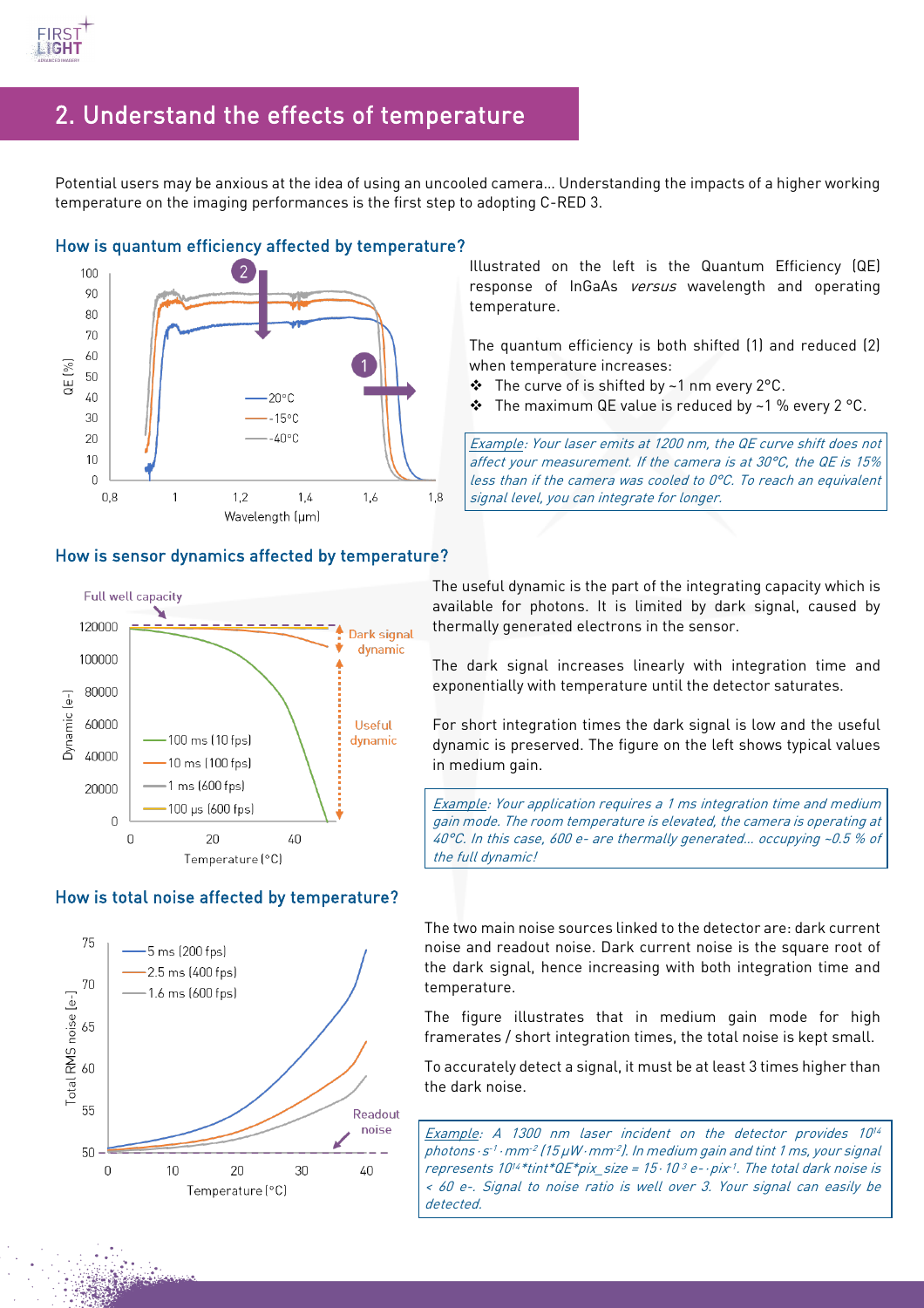## 2. Understand the effects of temperature

Potential users may be anxious at the idea of using an uncooled camera... Understanding the impacts of a higher working temperature on the imaging performances is the first step to adopting C-RED 3.

### How is quantum efficiency affected by temperature?

Illustrated on the left is the Quantum Efficiency (QE) response of InGaAs *versus* wavelength and operating temperature.

The quantum efficiency is both shifted (1) and reduced (2) when temperature increases:

- The curve of is shifted by ~1 nm every 2°C.
- The maximum QE value is reduced by ~1 % every 2 °C.

*Example: Your laser emits at 1200 nm, the QE curve shift does not affect your measurement. If the camera is at 30°C, the QE is 15% less than if the camera was cooled to 0°C. To reach an equivalent signal level, you can integrate for longer.*

### How is sensor dynamics affected by temperature?

The useful dynamic is the part of the integrating capacity which is available for photons. It is limited by dark signal, caused by thermally generated electrons in the sensor.

The dark signal increases linearly with integration time and exponentially with temperature until the detector saturates.

For short integration times the dark signal is low and the useful dynamic is preserved. The figure on the left shows typical values in medium gain.

*Example: Your application requires a 1 ms integration time and medium gain mode. The room temperature is elevated, the camera is operating at 40°C. In this case, 600 e- are thermally generated... occupying ~0.5 % of the full dynamic!*

### How is total noise affected by temperature?

The two main noise sources linked to the detector are: dark current noise and readout noise. Dark current noise is the square root of the dark signal, hence increasing with both integration time and temperature.

The figure illustrates that in medium gain mode for high framerates / short integration times, the total noise is kept small.

To accurately detect a signal, it must be at least 3 times higher than the dark noise.

*Example: A 1300 nm laser incident on the detector provides $10^{14}$ photons$\cdot s^{-1} \cdot mm^{-2}$ (15 $\mu W \cdot mm^{-2}$). In medium gain and tint 1 ms, your signal represents $10^{14}$\*tint\*QE\*pix_size = $15 \cdot 10^{3}$ e-$\cdot pix^{-1}$. The total dark noise is < 60 e-. Signal to noise ratio is well over 3. Your signal can easily be detected.*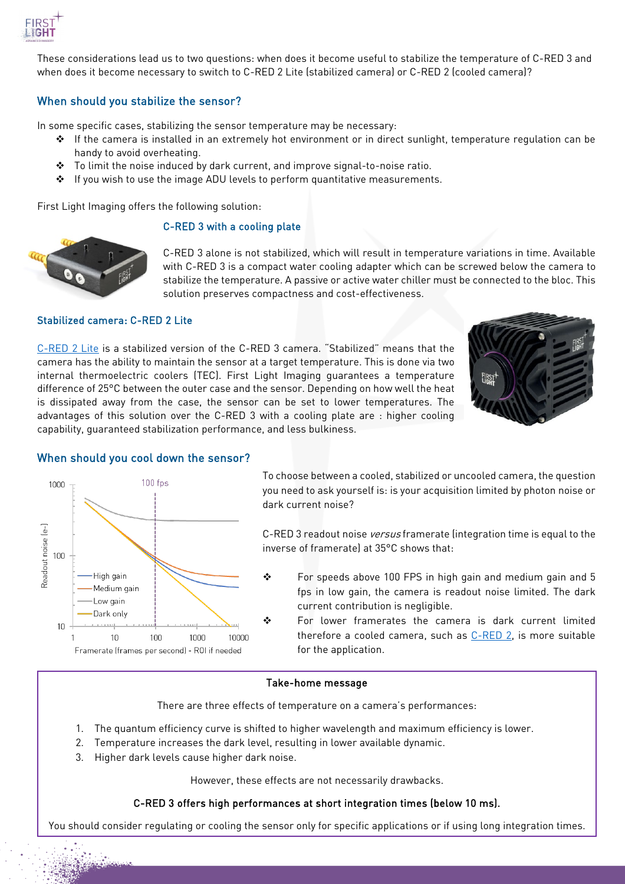These considerations lead us to two questions: when does it become useful to stabilize the temperature of C-RED 3 and when does it become necessary to switch to C-RED 2 Lite (stabilized camera) or C-RED 2 (cooled camera)?

## When should you stabilize the sensor?

In some specific cases, stabilizing the sensor temperature may be necessary:

- If the camera is installed in an extremely hot environment or in direct sunlight, temperature regulation can be handy to avoid overheating.
- To limit the noise induced by dark current, and improve signal-to-noise ratio.
- If you wish to use the image ADU levels to perform quantitative measurements.

First Light Imaging offers the following solution:

### C-RED 3 with a cooling plate

C-RED 3 alone is not stabilized, which will result in temperature variations in time. Available with C-RED 3 is a compact water cooling adapter which can be screwed below the camera to stabilize the temperature. A passive or active water chiller must be connected to the bloc. This solution preserves compactness and cost-effectiveness.

### Stabilized camera: C-RED 2 Lite

C-RED 2 Lite is a stabilized version of the C-RED 3 camera. "Stabilized" means that the camera has the ability to maintain the sensor at a target temperature. This is done via two internal thermoelectric coolers (TEC). First Light Imaging guarantees a temperature difference of 25°C between the outer case and the sensor. Depending on how well the heat is dissipated away from the case, the sensor can be set to lower temperatures. The advantages of this solution over the C-RED 3 with a cooling plate are : higher cooling capability, guaranteed stabilization performance, and less bulkiness.

## When should you cool down the sensor?

To choose between a cooled, stabilized or uncooled camera, the question you need to ask yourself is: is your acquisition limited by photon noise or dark current noise?

C-RED 3 readout noise *versus* framerate (integration time is equal to the inverse of framerate) at 35°C shows that:

- For speeds above 100 FPS in high gain and medium gain and 5 fps in low gain, the camera is readout noise limited. The dark current contribution is negligible.
- For lower framerates the camera is dark current limited therefore a cooled camera, such as C-RED 2, is more suitable for the application.

> **Take-home message**
>
> There are three effects of temperature on a camera's performances:
>
> 1. The quantum efficiency curve is shifted to higher wavelength and maximum efficiency is lower.
> 2. Temperature increases the dark level, resulting in lower available dynamic.
> 3. Higher dark levels cause higher dark noise.
>
> However, these effects are not necessarily drawbacks.
>
> **C-RED 3 offers high performances at short integration times (below 10 ms).**
>
> You should consider regulating or cooling the sensor only for specific applications or if using long integration times.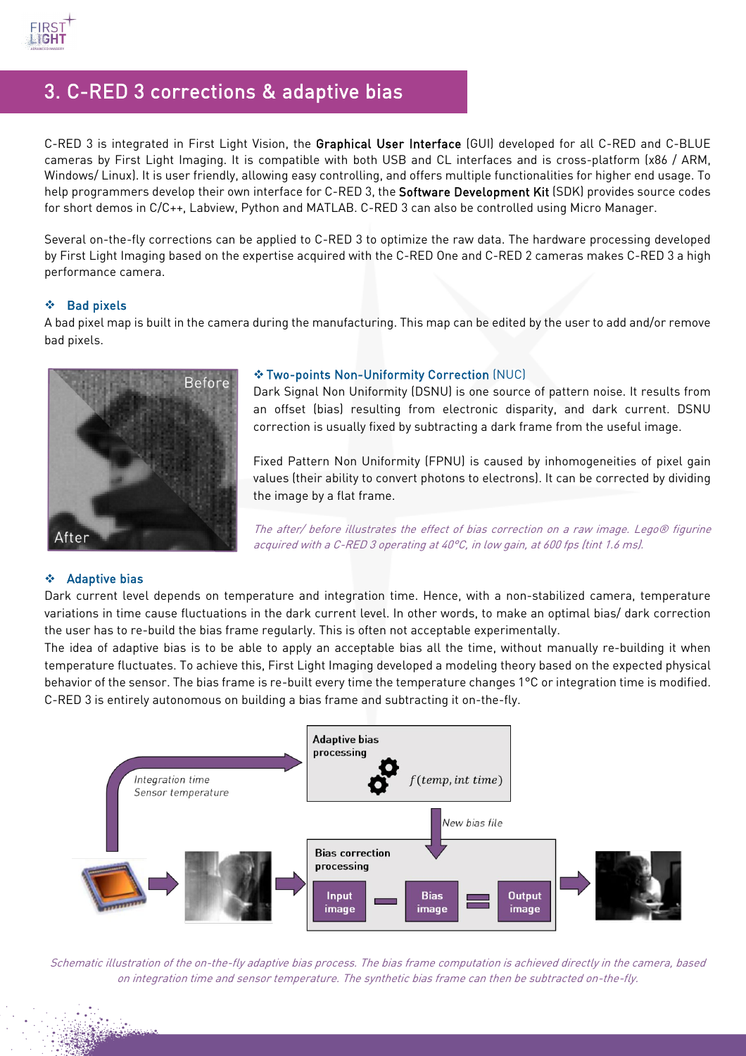## 3. C-RED 3 corrections & adaptive bias

C-RED 3 is integrated in First Light Vision, the **Graphical User Interface** (GUI) developed for all C-RED and C-BLUE cameras by First Light Imaging. It is compatible with both USB and CL interfaces and is cross-platform (x86 / ARM, Windows/ Linux). It is user friendly, allowing easy controlling, and offers multiple functionalities for higher end usage. To help programmers develop their own interface for C-RED 3, the **Software Development Kit** (SDK) provides source codes for short demos in C/C++, Labview, Python and MATLAB. C-RED 3 can also be controlled using Micro Manager.

Several on-the-fly corrections can be applied to C-RED 3 to optimize the raw data. The hardware processing developed by First Light Imaging based on the expertise acquired with the C-RED One and C-RED 2 cameras makes C-RED 3 a high performance camera.

### ❖ Bad pixels

A bad pixel map is built in the camera during the manufacturing. This map can be edited by the user to add and/or remove bad pixels.

### ❖ Two-points Non-Uniformity Correction (NUC)

Dark Signal Non Uniformity (DSNU) is one source of pattern noise. It results from an offset (bias) resulting from electronic disparity, and dark current. DSNU correction is usually fixed by subtracting a dark frame from the useful image.

Fixed Pattern Non Uniformity (FPNU) is caused by inhomogeneities of pixel gain values (their ability to convert photons to electrons). It can be corrected by dividing the image by a flat frame.

*The after/ before illustrates the effect of bias correction on a raw image. Lego® figurine acquired with a C-RED 3 operating at 40°C, in low gain, at 600 fps (tint 1.6 ms).*

### ❖ Adaptive bias

Dark current level depends on temperature and integration time. Hence, with a non-stabilized camera, temperature variations in time cause fluctuations in the dark current level. In other words, to make an optimal bias/ dark correction the user has to re-build the bias frame regularly. This is often not acceptable experimentally.

The idea of adaptive bias is to be able to apply an acceptable bias all the time, without manually re-building it when temperature fluctuates. To achieve this, First Light Imaging developed a modeling theory based on the expected physical behavior of the sensor. The bias frame is re-built every time the temperature changes 1°C or integration time is modified. C-RED 3 is entirely autonomous on building a bias frame and subtracting it on-the-fly.

*Schematic illustration of the on-the-fly adaptive bias process. The bias frame computation is achieved directly in the camera, based on integration time and sensor temperature. The synthetic bias frame can then be subtracted on-the-fly.*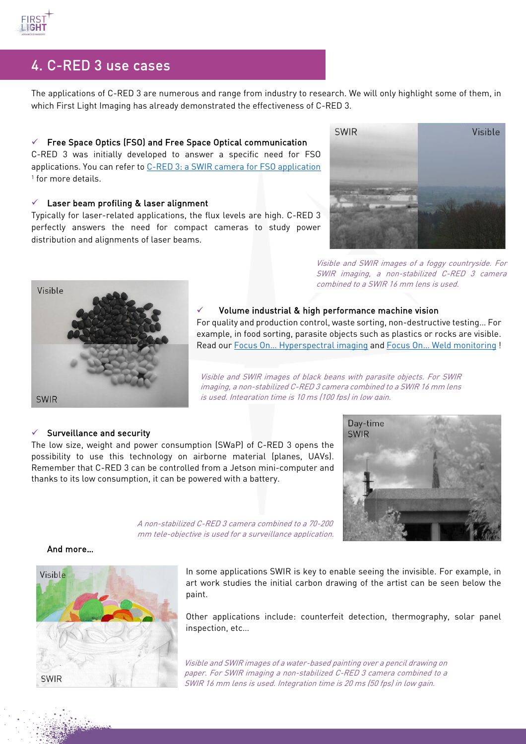## 4. C-RED 3 use cases

The applications of C-RED 3 are numerous and range from industry to research. We will only highlight some of them, in which First Light Imaging has already demonstrated the effectiveness of C-RED 3.

- **Free Space Optics (FSO) and Free Space Optical communication**

C-RED 3 was initially developed to answer a specific need for FSO applications. You can refer to C-RED 3: a SWIR camera for FSO application [1] for more details.

- **Laser beam profiling & laser alignment**

Typically for laser-related applications, the flux levels are high. C-RED 3 perfectly answers the need for compact cameras to study power distribution and alignments of laser beams.

*Visible and SWIR images of a foggy countryside. For SWIR imaging, a non-stabilized C-RED 3 camera combined to a SWIR 16 mm lens is used.*

- **Volume industrial & high performance machine vision**

For quality and production control, waste sorting, non-destructive testing… For example, in food sorting, parasite objects such as plastics or rocks are visible. Read our Focus On… Hyperspectral imaging and Focus On… Weld monitoring !

*Visible and SWIR images of black beans with parasite objects. For SWIR imaging, a non-stabilized C-RED 3 camera combined to a SWIR 16 mm lens is used. Integration time is 10 ms (100 fps) in low gain.*

- **Surveillance and security**

The low size, weight and power consumption (SWaP) of C-RED 3 opens the possibility to use this technology on airborne material (planes, UAVs). Remember that C-RED 3 can be controlled from a Jetson mini-computer and thanks to its low consumption, it can be powered with a battery.

*A non-stabilized C-RED 3 camera combined to a 70-200 mm tele-objective is used for a surveillance application.*

**And more…**

In some applications SWIR is key to enable seeing the invisible. For example, in art work studies the initial carbon drawing of the artist can be seen below the paint.

Other applications include: counterfeit detection, thermography, solar panel inspection, etc…

*Visible and SWIR images of a water-based painting over a pencil drawing on paper. For SWIR imaging a non-stabilized C-RED 3 camera combined to a SWIR 16 mm lens is used. Integration time is 20 ms (50 fps) in low gain.*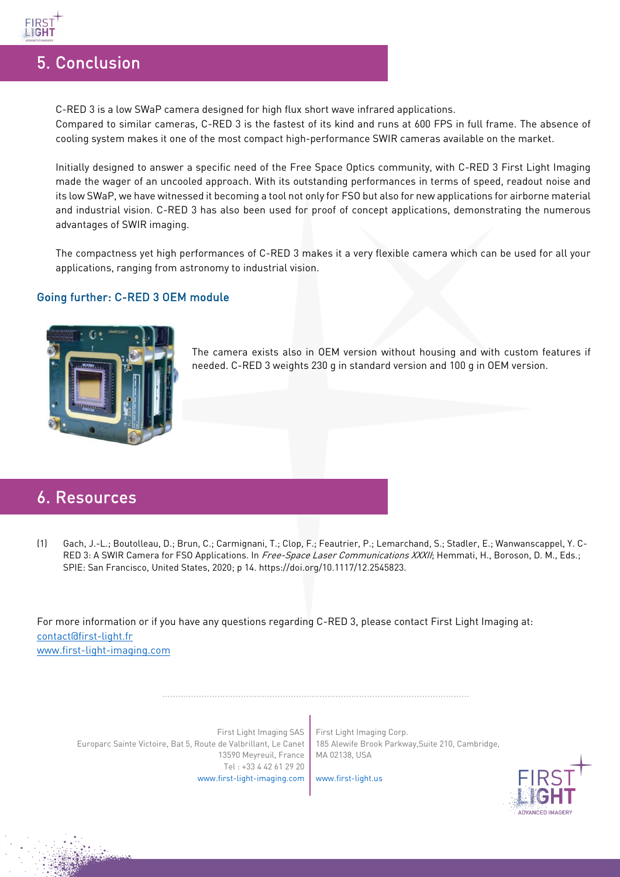## 5. Conclusion

C-RED 3 is a low SWaP camera designed for high flux short wave infrared applications.
Compared to similar cameras, C-RED 3 is the fastest of its kind and runs at 600 FPS in full frame. The absence of cooling system makes it one of the most compact high-performance SWIR cameras available on the market.

Initially designed to answer a specific need of the Free Space Optics community, with C-RED 3 First Light Imaging made the wager of an uncooled approach. With its outstanding performances in terms of speed, readout noise and its low SWaP, we have witnessed it becoming a tool not only for FSO but also for new applications for airborne material and industrial vision. C-RED 3 has also been used for proof of concept applications, demonstrating the numerous advantages of SWIR imaging.

The compactness yet high performances of C-RED 3 makes it a very flexible camera which can be used for all your applications, ranging from astronomy to industrial vision.

### Going further: C-RED 3 OEM module

The camera exists also in OEM version without housing and with custom features if needed. C-RED 3 weights 230 g in standard version and 100 g in OEM version.

## 6. Resources

(1) Gach, J.-L.; Boutolleau, D.; Brun, C.; Carmignani, T.; Clop, F.; Feautrier, P.; Lemarchand, S.; Stadler, E.; Wanwanscappel, Y. C-RED 3: A SWIR Camera for FSO Applications. In *Free-Space Laser Communications XXXII*; Hemmati, H., Boroson, D. M., Eds.; SPIE: San Francisco, United States, 2020; p 14. https://doi.org/10.1117/12.2545823.

For more information or if you have any questions regarding C-RED 3, please contact First Light Imaging at:
contact@first-light.fr
www.first-light-imaging.com

First Light Imaging SAS
Europarc Sainte Victoire, Bat 5, Route de Valbrillant, Le Canet
13590 Meyreuil, France
Tel : +33 4 42 61 29 20
www.first-light-imaging.com

First Light Imaging Corp.
185 Alewife Brook Parkway,Suite 210, Cambridge,
MA 02138, USA
www.first-light.us